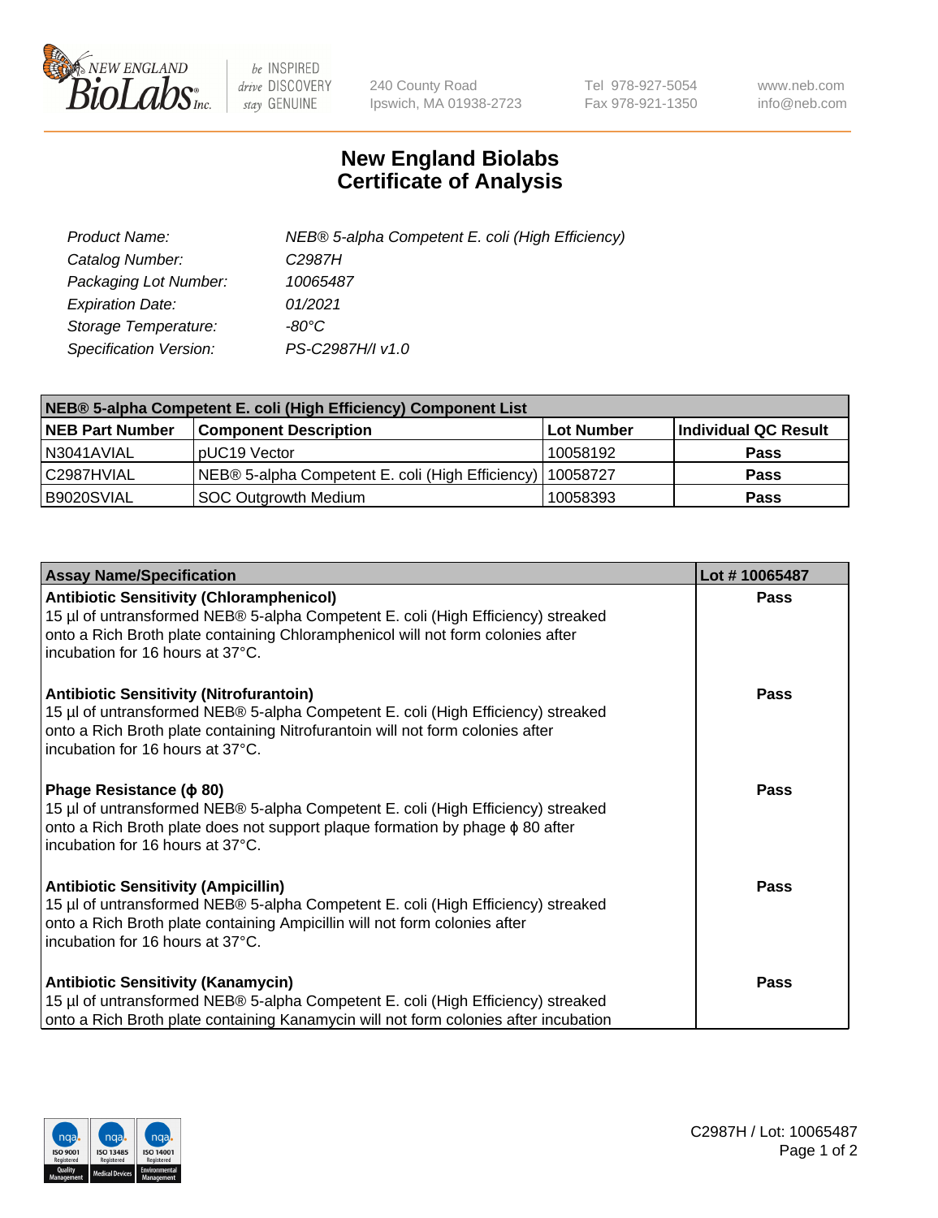NEW ENGLAND BioLabs Inc. | be INSPIRED drive DISCOVERY stay GENUINE | 240 County Road Ipswich, MA 01938-2723 | Tel 978-927-5054 Fax 978-921-1350 | www.neb.com info@neb.com

# New England Biolabs Certificate of Analysis

| | |
|---|---|
| *Product Name:* | *NEB® 5-alpha Competent E. coli (High Efficiency)* |
| *Catalog Number:* | *C2987H* |
| *Packaging Lot Number:* | *10065487* |
| *Expiration Date:* | *01/2021* |
| *Storage Temperature:* | *-80°C* |
| *Specification Version:* | *PS-C2987H/I v1.0* |

| **NEB® 5-alpha Competent E. coli (High Efficiency) Component List** | | | |
|---|---|---|---|
| **NEB Part Number** | **Component Description** | **Lot Number** | **Individual QC Result** |
| N3041AVIAL | pUC19 Vector | 10058192 | **Pass** |
| C2987HVIAL | NEB® 5-alpha Competent E. coli (High Efficiency) | 10058727 | **Pass** |
| B9020SVIAL | SOC Outgrowth Medium | 10058393 | **Pass** |

| **Assay Name/Specification** | **Lot # 10065487** |
|---|---|
| **Antibiotic Sensitivity (Chloramphenicol)**<br>15 µl of untransformed NEB® 5-alpha Competent E. coli (High Efficiency) streaked onto a Rich Broth plate containing Chloramphenicol will not form colonies after incubation for 16 hours at 37°C. | **Pass** |
| **Antibiotic Sensitivity (Nitrofurantoin)**<br>15 µl of untransformed NEB® 5-alpha Competent E. coli (High Efficiency) streaked onto a Rich Broth plate containing Nitrofurantoin will not form colonies after incubation for 16 hours at 37°C. | **Pass** |
| **Phage Resistance (ϕ 80)**<br>15 µl of untransformed NEB® 5-alpha Competent E. coli (High Efficiency) streaked onto a Rich Broth plate does not support plaque formation by phage ϕ 80 after incubation for 16 hours at 37°C. | **Pass** |
| **Antibiotic Sensitivity (Ampicillin)**<br>15 µl of untransformed NEB® 5-alpha Competent E. coli (High Efficiency) streaked onto a Rich Broth plate containing Ampicillin will not form colonies after incubation for 16 hours at 37°C. | **Pass** |
| **Antibiotic Sensitivity (Kanamycin)**<br>15 µl of untransformed NEB® 5-alpha Competent E. coli (High Efficiency) streaked onto a Rich Broth plate containing Kanamycin will not form colonies after incubation | **Pass** |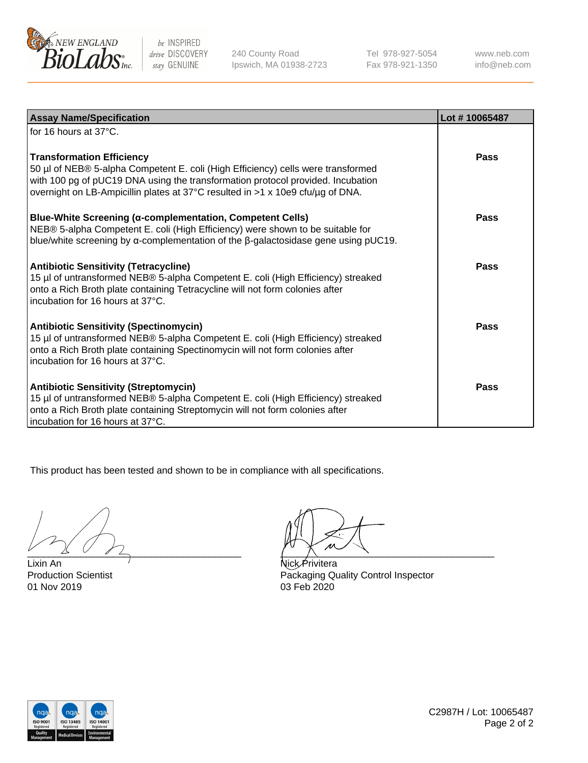| Assay Name/Specification | Lot # 10065487 |
|---|---|
| for 16 hours at 37°C. | |
| **Transformation Efficiency**<br>50 µl of NEB® 5-alpha Competent E. coli (High Efficiency) cells were transformed with 100 pg of pUC19 DNA using the transformation protocol provided. Incubation overnight on LB-Ampicillin plates at 37°C resulted in >1 x 10e9 cfu/µg of DNA. | Pass |
| **Blue-White Screening (α-complementation, Competent Cells)**<br>NEB® 5-alpha Competent E. coli (High Efficiency) were shown to be suitable for blue/white screening by α-complementation of the β-galactosidase gene using pUC19. | Pass |
| **Antibiotic Sensitivity (Tetracycline)**<br>15 µl of untransformed NEB® 5-alpha Competent E. coli (High Efficiency) streaked onto a Rich Broth plate containing Tetracycline will not form colonies after incubation for 16 hours at 37°C. | Pass |
| **Antibiotic Sensitivity (Spectinomycin)**<br>15 µl of untransformed NEB® 5-alpha Competent E. coli (High Efficiency) streaked onto a Rich Broth plate containing Spectinomycin will not form colonies after incubation for 16 hours at 37°C. | Pass |
| **Antibiotic Sensitivity (Streptomycin)**<br>15 µl of untransformed NEB® 5-alpha Competent E. coli (High Efficiency) streaked onto a Rich Broth plate containing Streptomycin will not form colonies after incubation for 16 hours at 37°C. | Pass |

This product has been tested and shown to be in compliance with all specifications.

Lixin An
Production Scientist
01 Nov 2019

Nick Privitera
Packaging Quality Control Inspector
03 Feb 2020

C2987H / Lot: 10065487